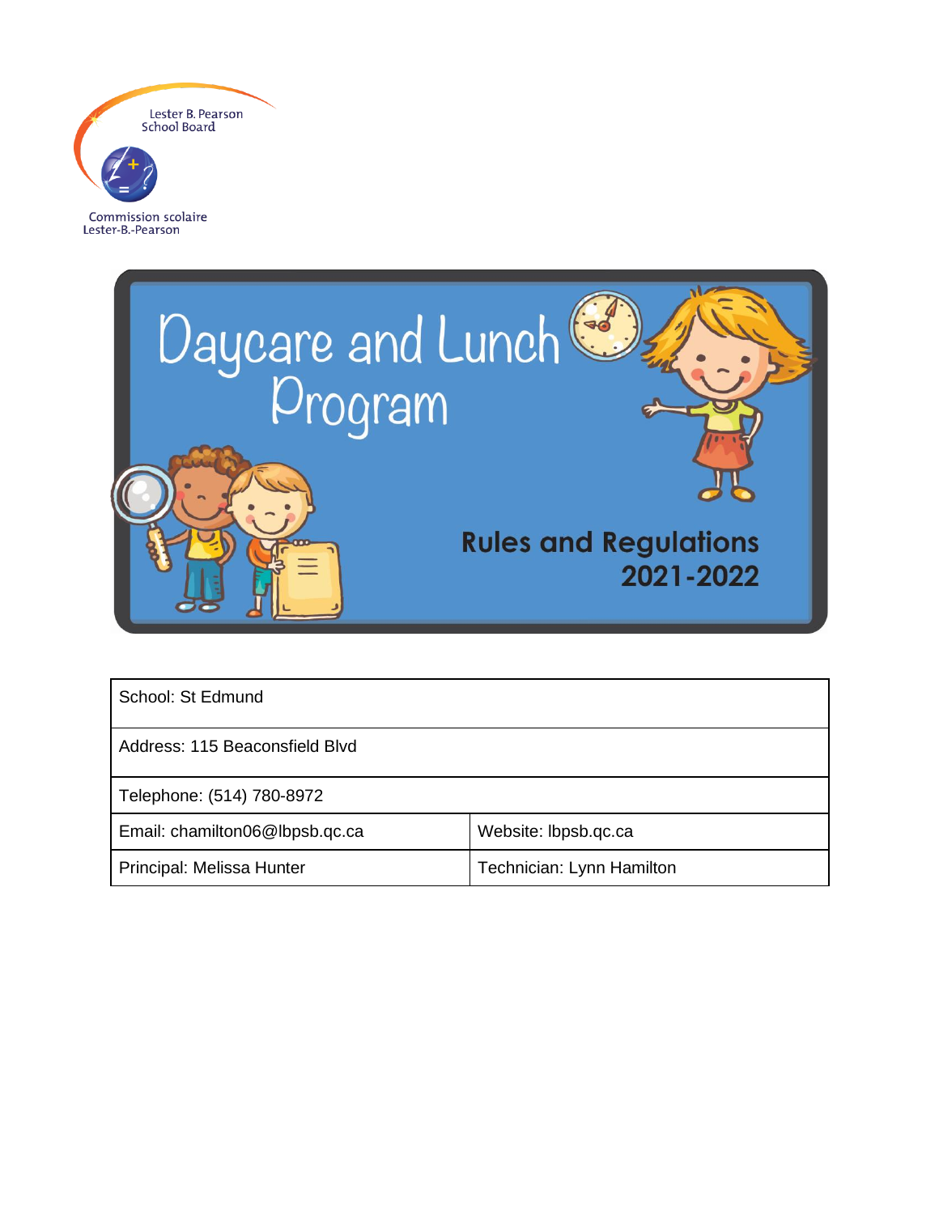Lester B. Pearson School Board

Commission scolaire Lester-B.-Pearson

# Daycare and Lunch Program

## Rules and Regulations 2021-2022

| School: St Edmund | |
|---|---|
| Address: 115 Beaconsfield Blvd | |
| Telephone: (514) 780-8972 | |
| Email: chamilton06@lbpsb.qc.ca | Website: lbpsb.qc.ca |
| Principal: Melissa Hunter | Technician: Lynn Hamilton |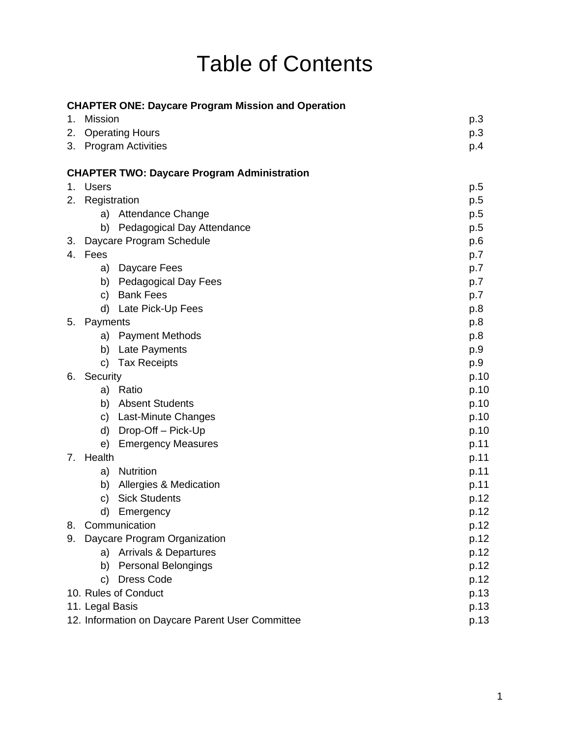# Table of Contents

**CHAPTER ONE: Daycare Program Mission and Operation**

1. Mission p.3
2. Operating Hours p.3
3. Program Activities p.4

**CHAPTER TWO: Daycare Program Administration**

1. Users p.5
2. Registration p.5
    a) Attendance Change p.5
    b) Pedagogical Day Attendance p.5
3. Daycare Program Schedule p.6
4. Fees p.7
    a) Daycare Fees p.7
    b) Pedagogical Day Fees p.7
    c) Bank Fees p.7
    d) Late Pick-Up Fees p.8
5. Payments p.8
    a) Payment Methods p.8
    b) Late Payments p.9
    c) Tax Receipts p.9
6. Security p.10
    a) Ratio p.10
    b) Absent Students p.10
    c) Last-Minute Changes p.10
    d) Drop-Off – Pick-Up p.10
    e) Emergency Measures p.11
7. Health p.11
    a) Nutrition p.11
    b) Allergies & Medication p.11
    c) Sick Students p.12
    d) Emergency p.12
8. Communication p.12
9. Daycare Program Organization p.12
    a) Arrivals & Departures p.12
    b) Personal Belongings p.12
    c) Dress Code p.12
10. Rules of Conduct p.13
11. Legal Basis p.13
12. Information on Daycare Parent User Committee p.13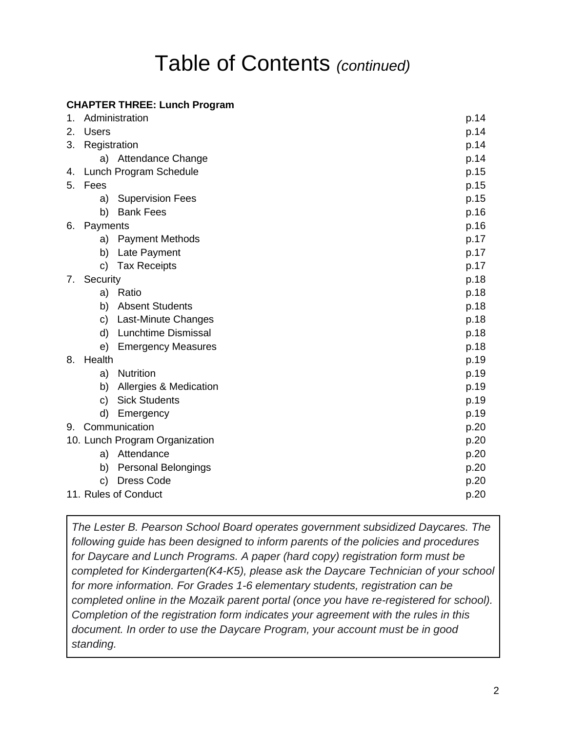# Table of Contents *(continued)*

**CHAPTER THREE: Lunch Program**

| | |
|---|---|
| 1. Administration | p.14 |
| 2. Users | p.14 |
| 3. Registration | p.14 |
| a) Attendance Change | p.14 |
| 4. Lunch Program Schedule | p.15 |
| 5. Fees | p.15 |
| a) Supervision Fees | p.15 |
| b) Bank Fees | p.16 |
| 6. Payments | p.16 |
| a) Payment Methods | p.17 |
| b) Late Payment | p.17 |
| c) Tax Receipts | p.17 |
| 7. Security | p.18 |
| a) Ratio | p.18 |
| b) Absent Students | p.18 |
| c) Last-Minute Changes | p.18 |
| d) Lunchtime Dismissal | p.18 |
| e) Emergency Measures | p.18 |
| 8. Health | p.19 |
| a) Nutrition | p.19 |
| b) Allergies & Medication | p.19 |
| c) Sick Students | p.19 |
| d) Emergency | p.19 |
| 9. Communication | p.20 |
| 10. Lunch Program Organization | p.20 |
| a) Attendance | p.20 |
| b) Personal Belongings | p.20 |
| c) Dress Code | p.20 |
| 11. Rules of Conduct | p.20 |

*The Lester B. Pearson School Board operates government subsidized Daycares. The following guide has been designed to inform parents of the policies and procedures for Daycare and Lunch Programs. A paper (hard copy) registration form must be completed for Kindergarten(K4-K5), please ask the Daycare Technician of your school for more information. For Grades 1-6 elementary students, registration can be completed online in the Mozaïk parent portal (once you have re-registered for school). Completion of the registration form indicates your agreement with the rules in this document. In order to use the Daycare Program, your account must be in good standing.*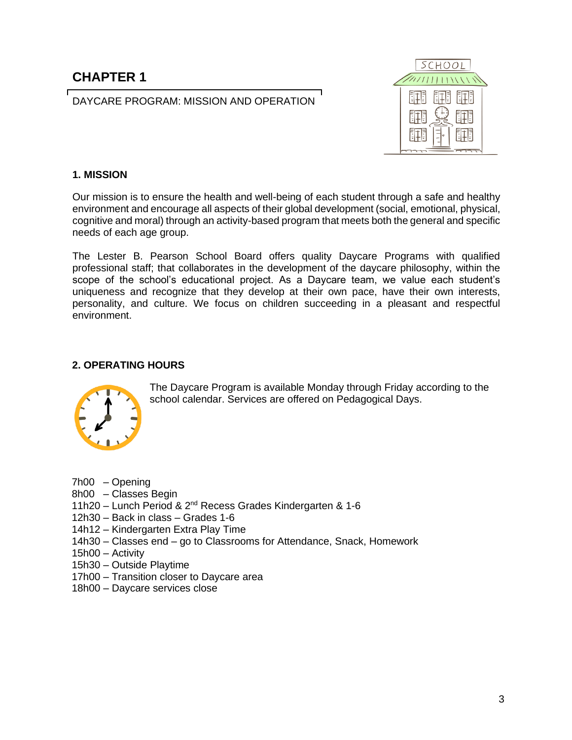# CHAPTER 1

DAYCARE PROGRAM: MISSION AND OPERATION

## 1. MISSION

Our mission is to ensure the health and well-being of each student through a safe and healthy environment and encourage all aspects of their global development (social, emotional, physical, cognitive and moral) through an activity-based program that meets both the general and specific needs of each age group.

The Lester B. Pearson School Board offers quality Daycare Programs with qualified professional staff; that collaborates in the development of the daycare philosophy, within the scope of the school's educational project. As a Daycare team, we value each student's uniqueness and recognize that they develop at their own pace, have their own interests, personality, and culture. We focus on children succeeding in a pleasant and respectful environment.

## 2. OPERATING HOURS

The Daycare Program is available Monday through Friday according to the school calendar. Services are offered on Pedagogical Days.

7h00 – Opening
8h00 – Classes Begin
11h20 – Lunch Period & 2nd Recess Grades Kindergarten & 1-6
12h30 – Back in class – Grades 1-6
14h12 – Kindergarten Extra Play Time
14h30 – Classes end – go to Classrooms for Attendance, Snack, Homework
15h00 – Activity
15h30 – Outside Playtime
17h00 – Transition closer to Daycare area
18h00 – Daycare services close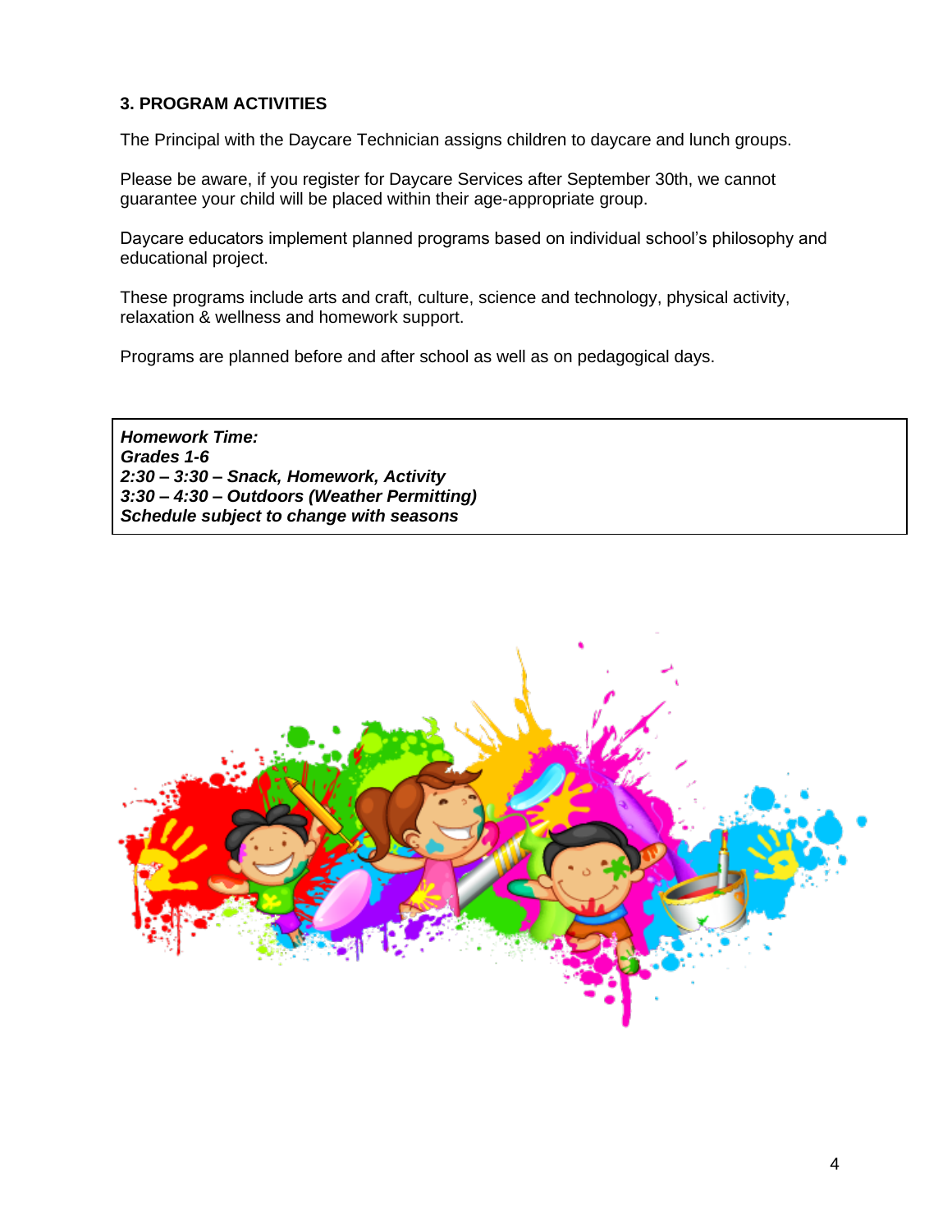### 3. PROGRAM ACTIVITIES

The Principal with the Daycare Technician assigns children to daycare and lunch groups.

Please be aware, if you register for Daycare Services after September 30th, we cannot guarantee your child will be placed within their age-appropriate group.

Daycare educators implement planned programs based on individual school's philosophy and educational project.

These programs include arts and craft, culture, science and technology, physical activity, relaxation & wellness and homework support.

Programs are planned before and after school as well as on pedagogical days.

***Homework Time:***
***Grades 1-6***
***2:30 – 3:30 – Snack, Homework, Activity***
***3:30 – 4:30 – Outdoors (Weather Permitting)***
***Schedule subject to change with seasons***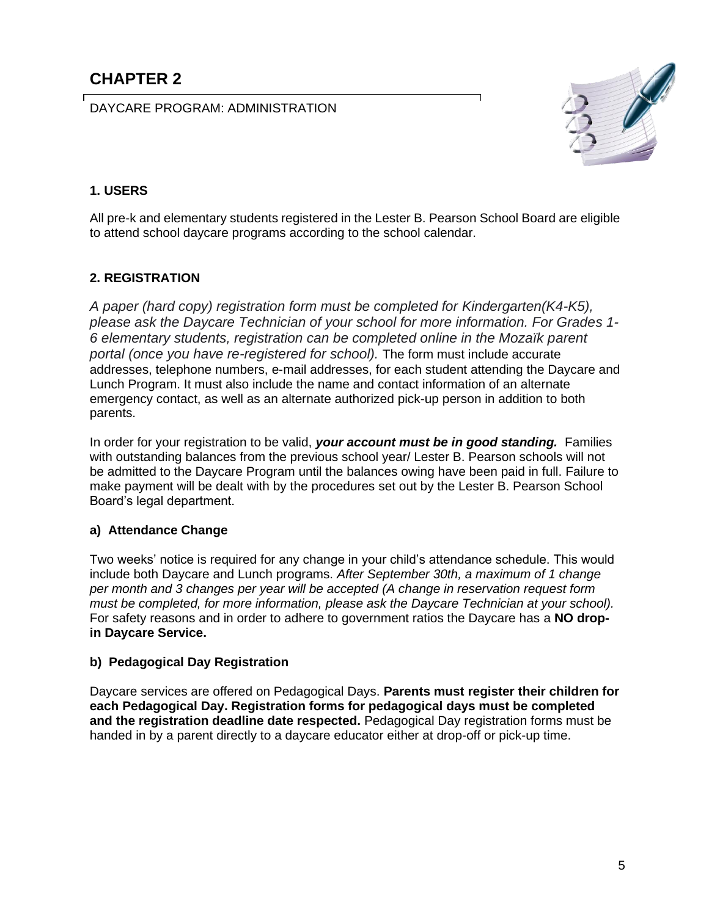# CHAPTER 2

DAYCARE PROGRAM: ADMINISTRATION

## 1. USERS

All pre-k and elementary students registered in the Lester B. Pearson School Board are eligible to attend school daycare programs according to the school calendar.

## 2. REGISTRATION

*A paper (hard copy) registration form must be completed for Kindergarten(K4-K5), please ask the Daycare Technician of your school for more information. For Grades 1-6 elementary students, registration can be completed online in the Mozaïk parent portal (once you have re-registered for school).* The form must include accurate addresses, telephone numbers, e-mail addresses, for each student attending the Daycare and Lunch Program. It must also include the name and contact information of an alternate emergency contact, as well as an alternate authorized pick-up person in addition to both parents.

In order for your registration to be valid, ***your account must be in good standing.*** Families with outstanding balances from the previous school year/ Lester B. Pearson schools will not be admitted to the Daycare Program until the balances owing have been paid in full. Failure to make payment will be dealt with by the procedures set out by the Lester B. Pearson School Board's legal department.

### a) Attendance Change

Two weeks' notice is required for any change in your child's attendance schedule. This would include both Daycare and Lunch programs. *After September 30th, a maximum of 1 change per month and 3 changes per year will be accepted (A change in reservation request form must be completed, for more information, please ask the Daycare Technician at your school).* For safety reasons and in order to adhere to government ratios the Daycare has a **NO drop-in Daycare Service.**

### b) Pedagogical Day Registration

Daycare services are offered on Pedagogical Days. **Parents must register their children for each Pedagogical Day. Registration forms for pedagogical days must be completed and the registration deadline date respected.** Pedagogical Day registration forms must be handed in by a parent directly to a daycare educator either at drop-off or pick-up time.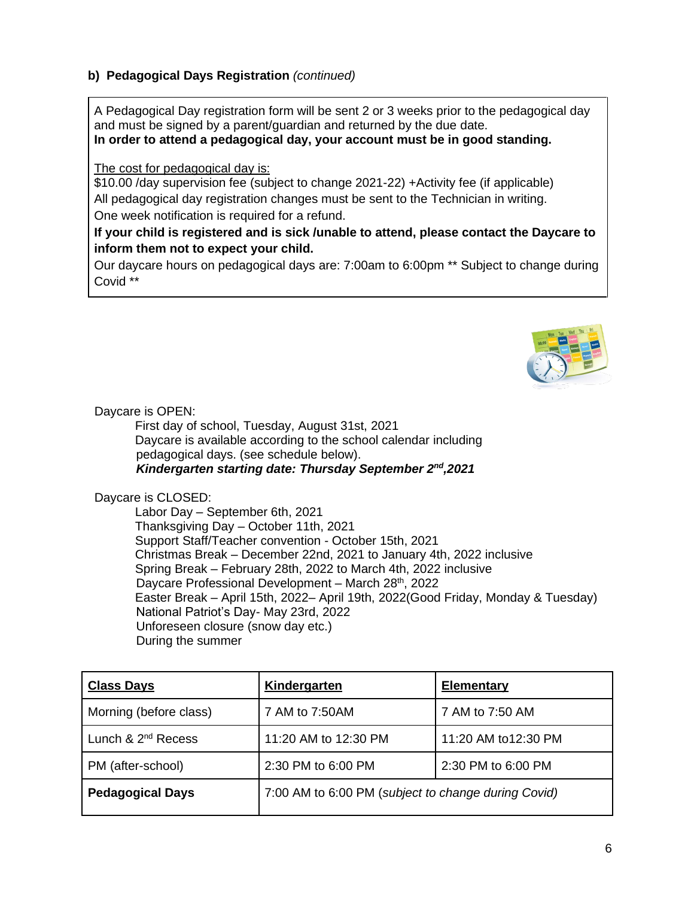**b) Pedagogical Days Registration** *(continued)*

A Pedagogical Day registration form will be sent 2 or 3 weeks prior to the pedagogical day and must be signed by a parent/guardian and returned by the due date.
**In order to attend a pedagogical day, your account must be in good standing.**

The cost for pedagogical day is:
$10.00 /day supervision fee (subject to change 2021-22) +Activity fee (if applicable)
All pedagogical day registration changes must be sent to the Technician in writing.
One week notification is required for a refund.
**If your child is registered and is sick /unable to attend, please contact the Daycare to inform them not to expect your child.**
Our daycare hours on pedagogical days are: 7:00am to 6:00pm ** Subject to change during Covid **

Daycare is OPEN:

- First day of school, Tuesday, August 31st, 2021
- Daycare is available according to the school calendar including pedagogical days. (see schedule below).
- ***Kindergarten starting date: Thursday September 2nd,2021***

Daycare is CLOSED:

- Labor Day – September 6th, 2021
- Thanksgiving Day – October 11th, 2021
- Support Staff/Teacher convention - October 15th, 2021
- Christmas Break – December 22nd, 2021 to January 4th, 2022 inclusive
- Spring Break – February 28th, 2022 to March 4th, 2022 inclusive
- Daycare Professional Development – March 28th, 2022
- Easter Break – April 15th, 2022– April 19th, 2022(Good Friday, Monday & Tuesday)
- National Patriot's Day- May 23rd, 2022
- Unforeseen closure (snow day etc.)
- During the summer

| **Class Days** | **Kindergarten** | **Elementary** |
|---|---|---|
| Morning (before class) | 7 AM to 7:50AM | 7 AM to 7:50 AM |
| Lunch & 2nd Recess | 11:20 AM to 12:30 PM | 11:20 AM to12:30 PM |
| PM (after-school) | 2:30 PM to 6:00 PM | 2:30 PM to 6:00 PM |
| **Pedagogical Days** | 7:00 AM to 6:00 PM (*subject to change during Covid)* | |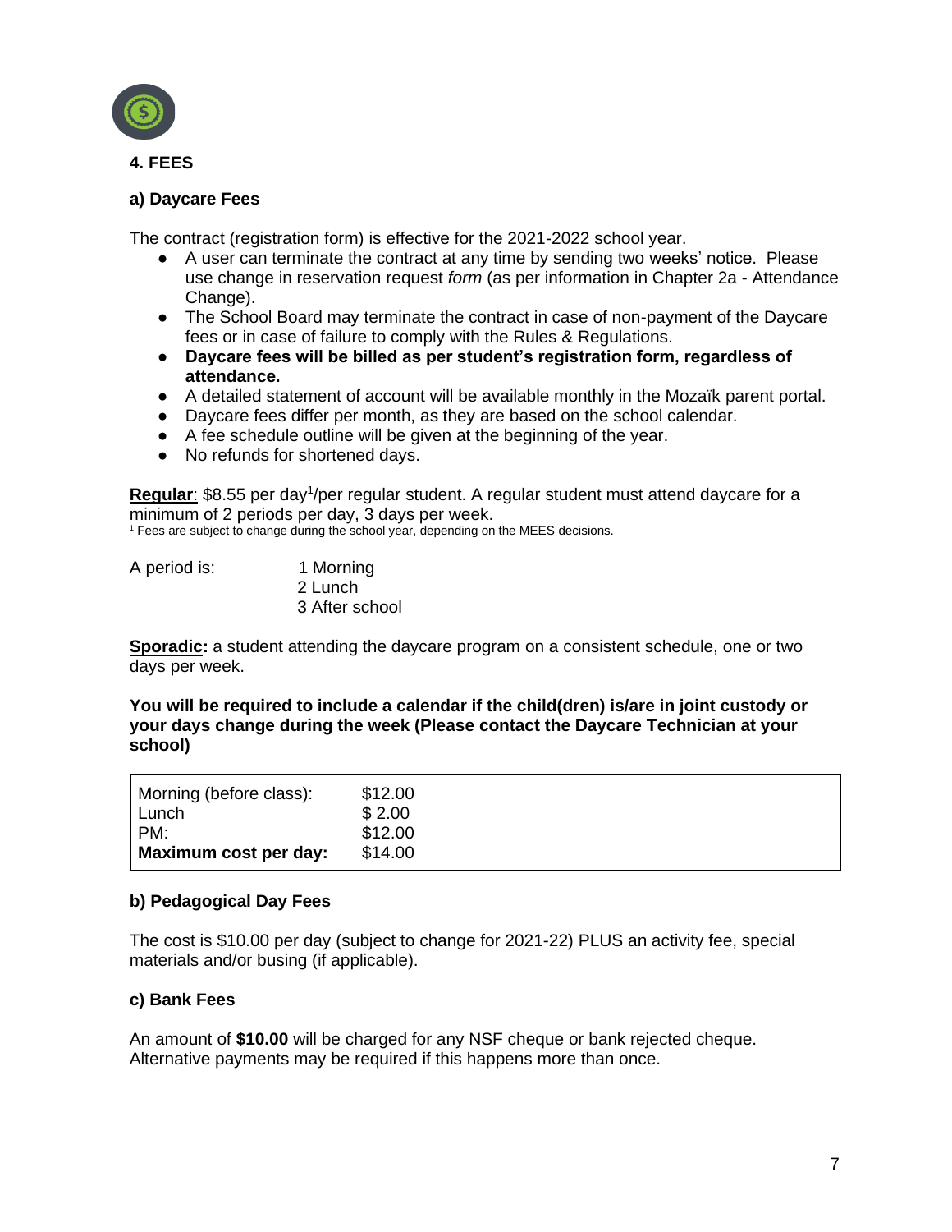## 4. FEES

### a) Daycare Fees

The contract (registration form) is effective for the 2021-2022 school year.

- A user can terminate the contract at any time by sending two weeks' notice. Please use change in reservation request *form* (as per information in Chapter 2a - Attendance Change).
- The School Board may terminate the contract in case of non-payment of the Daycare fees or in case of failure to comply with the Rules & Regulations.
- **Daycare fees will be billed as per student's registration form, regardless of attendance.**
- A detailed statement of account will be available monthly in the Mozaïk parent portal.
- Daycare fees differ per month, as they are based on the school calendar.
- A fee schedule outline will be given at the beginning of the year.
- No refunds for shortened days.

**Regular**: $8.55 per day[1]/per regular student. A regular student must attend daycare for a minimum of 2 periods per day, 3 days per week.

[1] Fees are subject to change during the school year, depending on the MEES decisions.

A period is:
1. Morning
2. Lunch
3. After school

**Sporadic:** a student attending the daycare program on a consistent schedule, one or two days per week.

**You will be required to include a calendar if the child(dren) is/are in joint custody or your days change during the week (Please contact the Daycare Technician at your school)**

| | |
|---|---|
| Morning (before class): | $12.00 |
| Lunch | $ 2.00 |
| PM: | $12.00 |
| **Maximum cost per day:** | $14.00 |

### b) Pedagogical Day Fees

The cost is $10.00 per day (subject to change for 2021-22) PLUS an activity fee, special materials and/or busing (if applicable).

### c) Bank Fees

An amount of **$10.00** will be charged for any NSF cheque or bank rejected cheque. Alternative payments may be required if this happens more than once.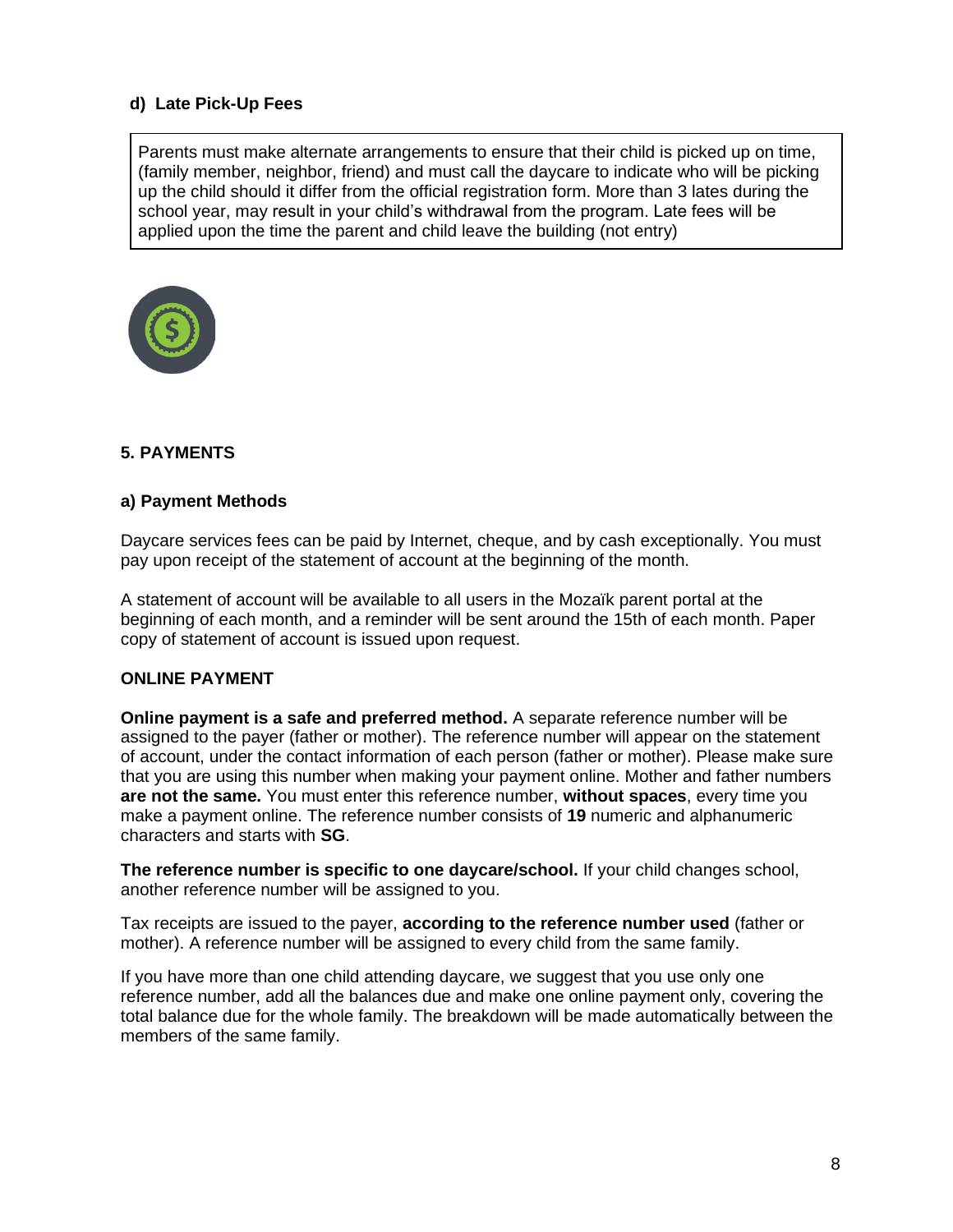#### d) Late Pick-Up Fees

Parents must make alternate arrangements to ensure that their child is picked up on time, (family member, neighbor, friend) and must call the daycare to indicate who will be picking up the child should it differ from the official registration form. More than 3 lates during the school year, may result in your child's withdrawal from the program. Late fees will be applied upon the time the parent and child leave the building (not entry)

## 5. PAYMENTS

### a) Payment Methods

Daycare services fees can be paid by Internet, cheque, and by cash exceptionally. You must pay upon receipt of the statement of account at the beginning of the month.

A statement of account will be available to all users in the Mozaïk parent portal at the beginning of each month, and a reminder will be sent around the 15th of each month. Paper copy of statement of account is issued upon request.

#### ONLINE PAYMENT

**Online payment is a safe and preferred method.** A separate reference number will be assigned to the payer (father or mother). The reference number will appear on the statement of account, under the contact information of each person (father or mother). Please make sure that you are using this number when making your payment online. Mother and father numbers **are not the same.** You must enter this reference number, **without spaces**, every time you make a payment online. The reference number consists of **19** numeric and alphanumeric characters and starts with **SG**.

**The reference number is specific to one daycare/school.** If your child changes school, another reference number will be assigned to you.

Tax receipts are issued to the payer, **according to the reference number used** (father or mother). A reference number will be assigned to every child from the same family.

If you have more than one child attending daycare, we suggest that you use only one reference number, add all the balances due and make one online payment only, covering the total balance due for the whole family. The breakdown will be made automatically between the members of the same family.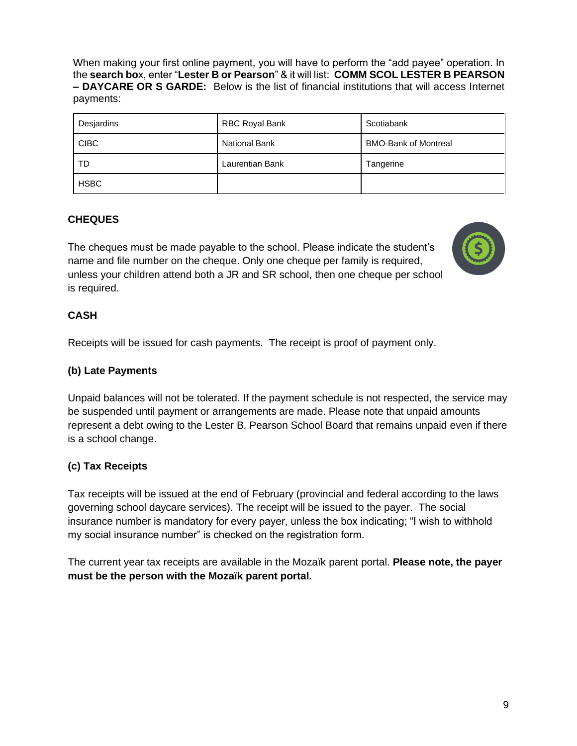When making your first online payment, you will have to perform the "add payee" operation. In the **search box**, enter "**Lester B or Pearson**" & it will list: **COMM SCOL LESTER B PEARSON – DAYCARE OR S GARDE:** Below is the list of financial institutions that will access Internet payments:

| Desjardins | RBC Royal Bank | Scotiabank |
|---|---|---|
| CIBC | National Bank | BMO-Bank of Montreal |
| TD | Laurentian Bank | Tangerine |
| HSBC | | |

**CHEQUES**

The cheques must be made payable to the school. Please indicate the student's name and file number on the cheque. Only one cheque per family is required, unless your children attend both a JR and SR school, then one cheque per school is required.

**CASH**

Receipts will be issued for cash payments. The receipt is proof of payment only.

**(b) Late Payments**

Unpaid balances will not be tolerated. If the payment schedule is not respected, the service may be suspended until payment or arrangements are made. Please note that unpaid amounts represent a debt owing to the Lester B. Pearson School Board that remains unpaid even if there is a school change.

**(c) Tax Receipts**

Tax receipts will be issued at the end of February (provincial and federal according to the laws governing school daycare services). The receipt will be issued to the payer. The social insurance number is mandatory for every payer, unless the box indicating; "I wish to withhold my social insurance number" is checked on the registration form.

The current year tax receipts are available in the Mozaïk parent portal. **Please note, the payer must be the person with the Mozaïk parent portal.**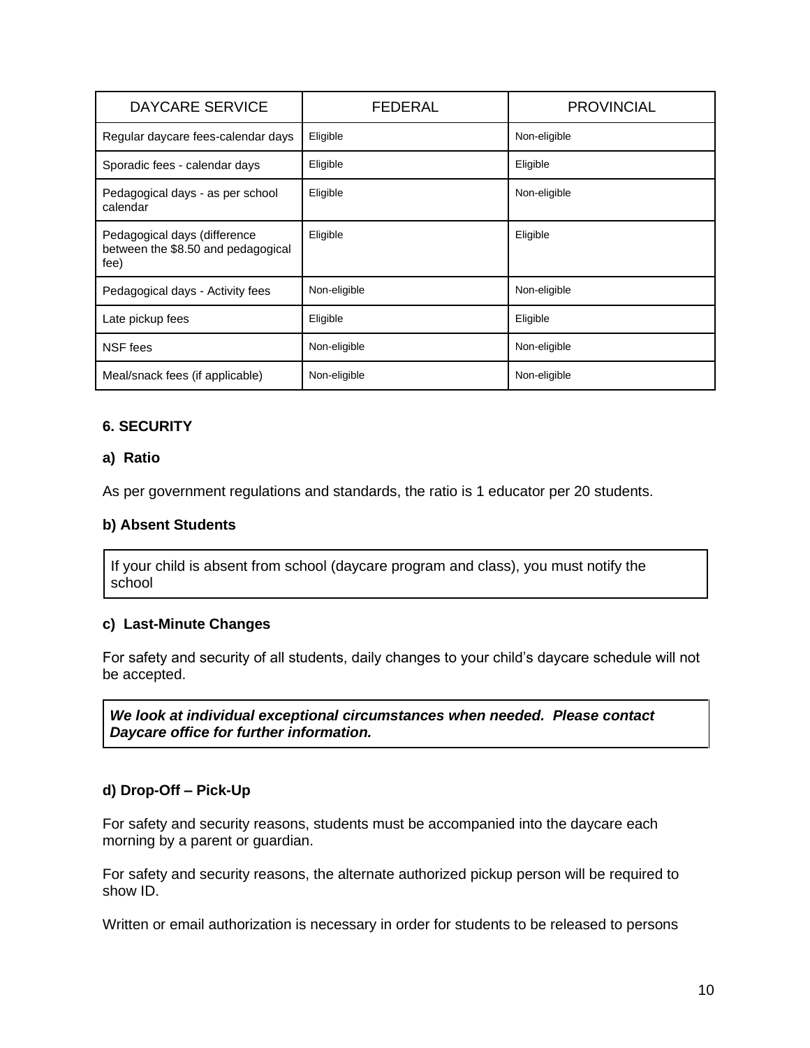| DAYCARE SERVICE | FEDERAL | PROVINCIAL |
|---|---|---|
| Regular daycare fees-calendar days | Eligible | Non-eligible |
| Sporadic fees - calendar days | Eligible | Eligible |
| Pedagogical days - as per school calendar | Eligible | Non-eligible |
| Pedagogical days (difference between the $8.50 and pedagogical fee) | Eligible | Eligible |
| Pedagogical days - Activity fees | Non-eligible | Non-eligible |
| Late pickup fees | Eligible | Eligible |
| NSF fees | Non-eligible | Non-eligible |
| Meal/snack fees (if applicable) | Non-eligible | Non-eligible |

### 6. SECURITY

#### a) Ratio

As per government regulations and standards, the ratio is 1 educator per 20 students.

#### b) Absent Students

If your child is absent from school (daycare program and class), you must notify the school

#### c) Last-Minute Changes

For safety and security of all students, daily changes to your child's daycare schedule will not be accepted.

***We look at individual exceptional circumstances when needed. Please contact Daycare office for further information.***

#### d) Drop-Off – Pick-Up

For safety and security reasons, students must be accompanied into the daycare each morning by a parent or guardian.

For safety and security reasons, the alternate authorized pickup person will be required to show ID.

Written or email authorization is necessary in order for students to be released to persons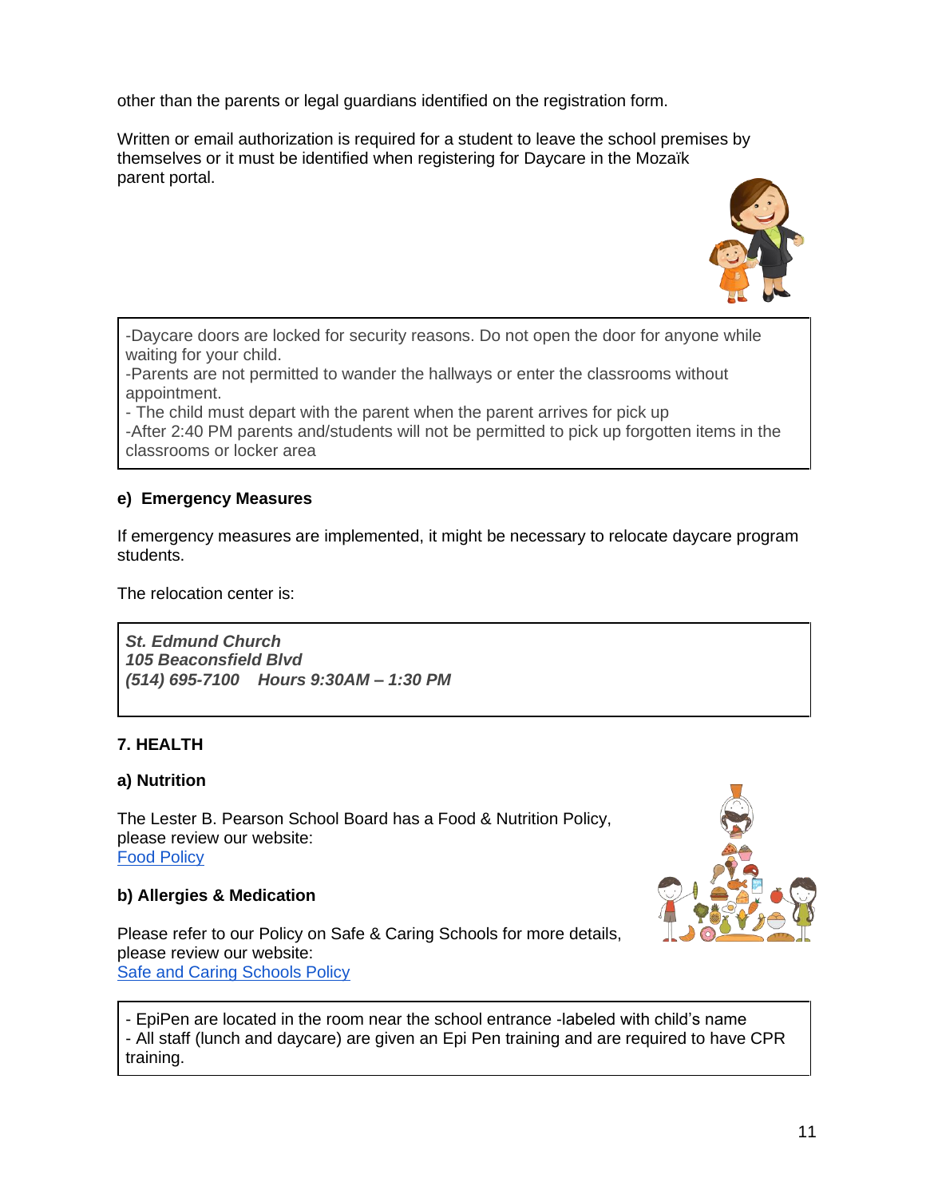other than the parents or legal guardians identified on the registration form.

Written or email authorization is required for a student to leave the school premises by themselves or it must be identified when registering for Daycare in the Mozaïk parent portal.

-Daycare doors are locked for security reasons. Do not open the door for anyone while waiting for your child.
-Parents are not permitted to wander the hallways or enter the classrooms without appointment.
- The child must depart with the parent when the parent arrives for pick up
-After 2:40 PM parents and/students will not be permitted to pick up forgotten items in the classrooms or locker area

### e) Emergency Measures

If emergency measures are implemented, it might be necessary to relocate daycare program students.

The relocation center is:

***St. Edmund Church***
***105 Beaconsfield Blvd***
***(514) 695-7100 Hours 9:30AM – 1:30 PM***

## 7. HEALTH

### a) Nutrition

The Lester B. Pearson School Board has a Food & Nutrition Policy, please review our website:
[Food Policy]

### b) Allergies & Medication

Please refer to our Policy on Safe & Caring Schools for more details, please review our website:
[Safe and Caring Schools Policy]

- EpiPen are located in the room near the school entrance -labeled with child's name
- All staff (lunch and daycare) are given an Epi Pen training and are required to have CPR training.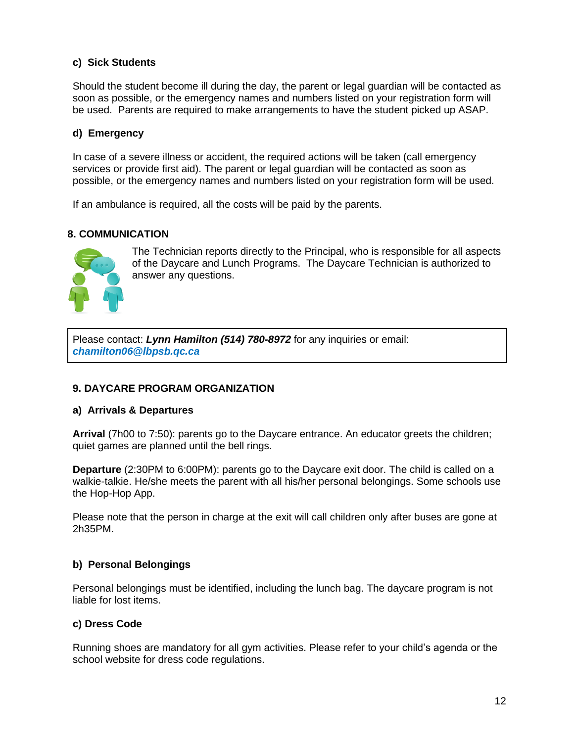### c) Sick Students

Should the student become ill during the day, the parent or legal guardian will be contacted as soon as possible, or the emergency names and numbers listed on your registration form will be used. Parents are required to make arrangements to have the student picked up ASAP.

### d) Emergency

In case of a severe illness or accident, the required actions will be taken (call emergency services or provide first aid). The parent or legal guardian will be contacted as soon as possible, or the emergency names and numbers listed on your registration form will be used.

If an ambulance is required, all the costs will be paid by the parents.

## 8. COMMUNICATION

The Technician reports directly to the Principal, who is responsible for all aspects of the Daycare and Lunch Programs. The Daycare Technician is authorized to answer any questions.

Please contact: ***Lynn Hamilton (514) 780-8972*** for any inquiries or email: ***chamilton06@lbpsb.qc.ca***

## 9. DAYCARE PROGRAM ORGANIZATION

### a) Arrivals & Departures

**Arrival** (7h00 to 7:50): parents go to the Daycare entrance. An educator greets the children; quiet games are planned until the bell rings.

**Departure** (2:30PM to 6:00PM): parents go to the Daycare exit door. The child is called on a walkie-talkie. He/she meets the parent with all his/her personal belongings. Some schools use the Hop-Hop App.

Please note that the person in charge at the exit will call children only after buses are gone at 2h35PM.

### b) Personal Belongings

Personal belongings must be identified, including the lunch bag. The daycare program is not liable for lost items.

### c) Dress Code

Running shoes are mandatory for all gym activities. Please refer to your child's agenda or the school website for dress code regulations.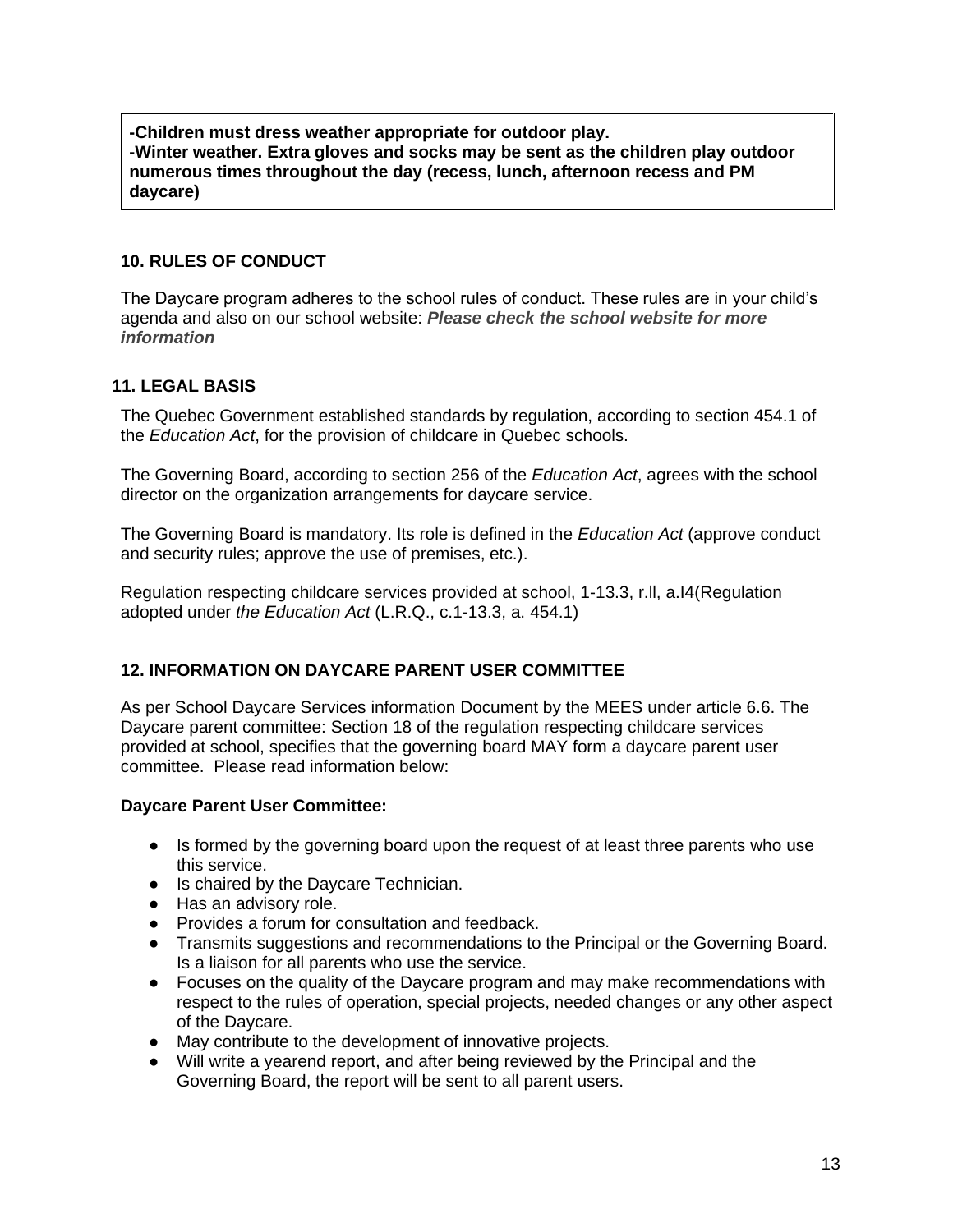**-Children must dress weather appropriate for outdoor play.**
**-Winter weather. Extra gloves and socks may be sent as the children play outdoor numerous times throughout the day (recess, lunch, afternoon recess and PM daycare)**

## 10. RULES OF CONDUCT

The Daycare program adheres to the school rules of conduct. These rules are in your child's agenda and also on our school website: ***Please check the school website for more information***

## 11. LEGAL BASIS

The Quebec Government established standards by regulation, according to section 454.1 of the *Education Act*, for the provision of childcare in Quebec schools.

The Governing Board, according to section 256 of the *Education Act*, agrees with the school director on the organization arrangements for daycare service.

The Governing Board is mandatory. Its role is defined in the *Education Act* (approve conduct and security rules; approve the use of premises, etc.).

Regulation respecting childcare services provided at school, 1-13.3, r.ll, a.I4(Regulation adopted under *the Education Act* (L.R.Q., c.1-13.3, a. 454.1)

## 12. INFORMATION ON DAYCARE PARENT USER COMMITTEE

As per School Daycare Services information Document by the MEES under article 6.6. The Daycare parent committee: Section 18 of the regulation respecting childcare services provided at school, specifies that the governing board MAY form a daycare parent user committee. Please read information below:

**Daycare Parent User Committee:**

- Is formed by the governing board upon the request of at least three parents who use this service.
- Is chaired by the Daycare Technician.
- Has an advisory role.
- Provides a forum for consultation and feedback.
- Transmits suggestions and recommendations to the Principal or the Governing Board. Is a liaison for all parents who use the service.
- Focuses on the quality of the Daycare program and may make recommendations with respect to the rules of operation, special projects, needed changes or any other aspect of the Daycare.
- May contribute to the development of innovative projects.
- Will write a yearend report, and after being reviewed by the Principal and the Governing Board, the report will be sent to all parent users.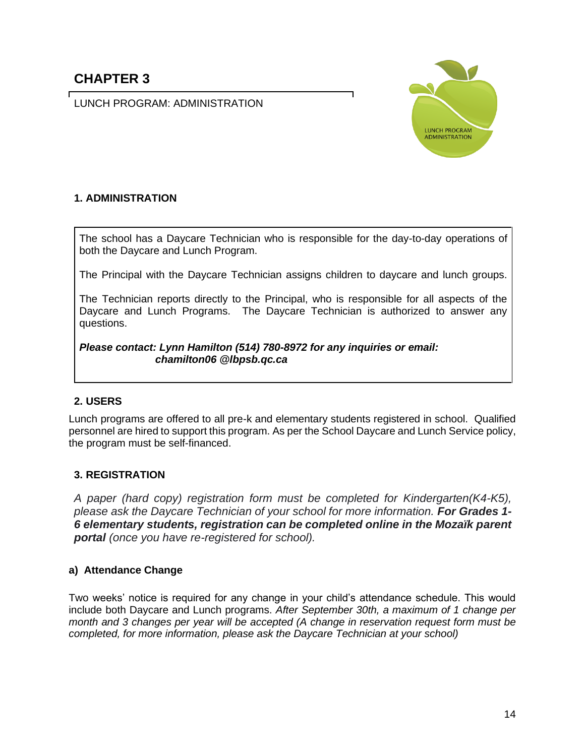# CHAPTER 3

LUNCH PROGRAM: ADMINISTRATION

## 1. ADMINISTRATION

The school has a Daycare Technician who is responsible for the day-to-day operations of both the Daycare and Lunch Program.

The Principal with the Daycare Technician assigns children to daycare and lunch groups.

The Technician reports directly to the Principal, who is responsible for all aspects of the Daycare and Lunch Programs. The Daycare Technician is authorized to answer any questions.

***Please contact: Lynn Hamilton (514) 780-8972 for any inquiries or email: chamilton06 @lbpsb.qc.ca***

## 2. USERS

Lunch programs are offered to all pre-k and elementary students registered in school. Qualified personnel are hired to support this program. As per the School Daycare and Lunch Service policy, the program must be self-financed.

## 3. REGISTRATION

*A paper (hard copy) registration form must be completed for Kindergarten(K4-K5), please ask the Daycare Technician of your school for more information.* ***For Grades 1-6 elementary students, registration can be completed online in the Mozaïk parent portal*** *(once you have re-registered for school).*

### a) Attendance Change

Two weeks' notice is required for any change in your child's attendance schedule. This would include both Daycare and Lunch programs. *After September 30th, a maximum of 1 change per month and 3 changes per year will be accepted (A change in reservation request form must be completed, for more information, please ask the Daycare Technician at your school)*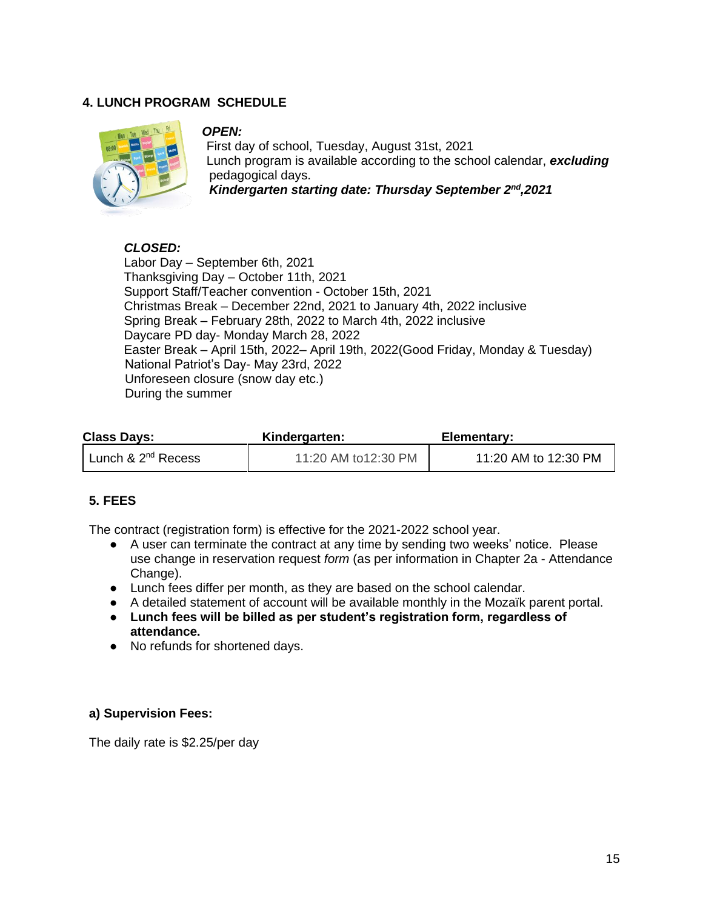## 4. LUNCH PROGRAM SCHEDULE

***OPEN:***

First day of school, Tuesday, August 31st, 2021

Lunch program is available according to the school calendar, ***excluding*** pedagogical days.

***Kindergarten starting date: Thursday September 2nd,2021***

***CLOSED:***

Labor Day – September 6th, 2021
Thanksgiving Day – October 11th, 2021
Support Staff/Teacher convention - October 15th, 2021
Christmas Break – December 22nd, 2021 to January 4th, 2022 inclusive
Spring Break – February 28th, 2022 to March 4th, 2022 inclusive
Daycare PD day- Monday March 28, 2022
Easter Break – April 15th, 2022– April 19th, 2022(Good Friday, Monday & Tuesday)
National Patriot's Day- May 23rd, 2022
Unforeseen closure (snow day etc.)
During the summer

| Class Days: | Kindergarten: | Elementary: |
|---|---|---|
| Lunch & 2nd Recess | 11:20 AM to12:30 PM | 11:20 AM to 12:30 PM |

## 5. FEES

The contract (registration form) is effective for the 2021-2022 school year.

- A user can terminate the contract at any time by sending two weeks' notice. Please use change in reservation request *form* (as per information in Chapter 2a - Attendance Change).
- Lunch fees differ per month, as they are based on the school calendar.
- A detailed statement of account will be available monthly in the Mozaïk parent portal.
- **Lunch fees will be billed as per student's registration form, regardless of attendance.**
- No refunds for shortened days.

### a) Supervision Fees:

The daily rate is $2.25/per day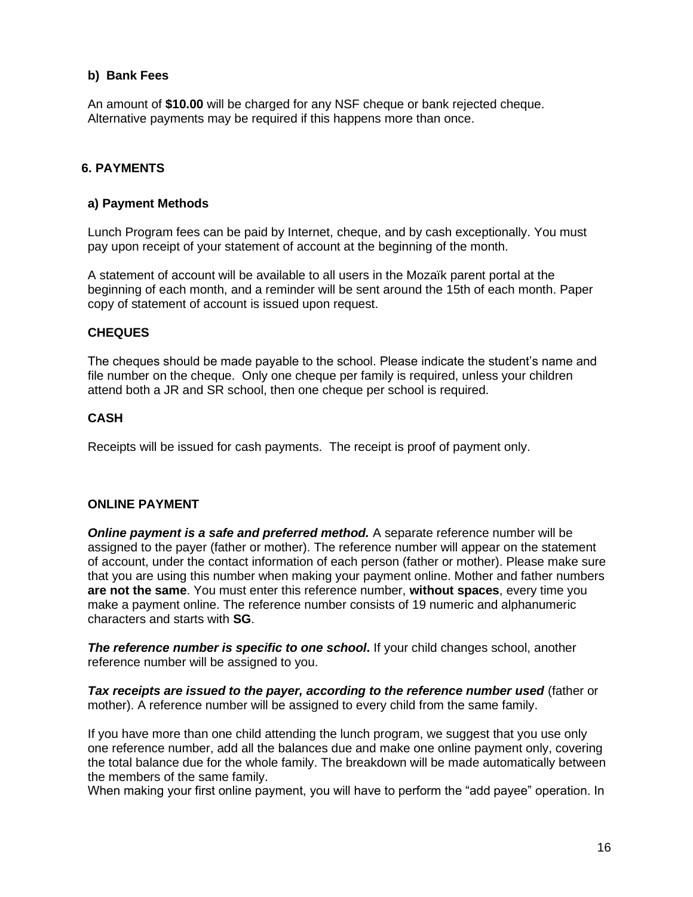### b) Bank Fees

An amount of **$10.00** will be charged for any NSF cheque or bank rejected cheque. Alternative payments may be required if this happens more than once.

## 6. PAYMENTS

### a) Payment Methods

Lunch Program fees can be paid by Internet, cheque, and by cash exceptionally. You must pay upon receipt of your statement of account at the beginning of the month.

A statement of account will be available to all users in the Mozaïk parent portal at the beginning of each month, and a reminder will be sent around the 15th of each month. Paper copy of statement of account is issued upon request.

**CHEQUES**

The cheques should be made payable to the school. Please indicate the student's name and file number on the cheque. Only one cheque per family is required, unless your children attend both a JR and SR school, then one cheque per school is required.

**CASH**

Receipts will be issued for cash payments. The receipt is proof of payment only.

**ONLINE PAYMENT**

***Online payment is a safe and preferred method.*** A separate reference number will be assigned to the payer (father or mother). The reference number will appear on the statement of account, under the contact information of each person (father or mother). Please make sure that you are using this number when making your payment online. Mother and father numbers **are not the same**. You must enter this reference number, **without spaces**, every time you make a payment online. The reference number consists of 19 numeric and alphanumeric characters and starts with **SG**.

***The reference number is specific to one school.*** If your child changes school, another reference number will be assigned to you.

***Tax receipts are issued to the payer, according to the reference number used*** (father or mother). A reference number will be assigned to every child from the same family.

If you have more than one child attending the lunch program, we suggest that you use only one reference number, add all the balances due and make one online payment only, covering the total balance due for the whole family. The breakdown will be made automatically between the members of the same family.
When making your first online payment, you will have to perform the "add payee" operation. In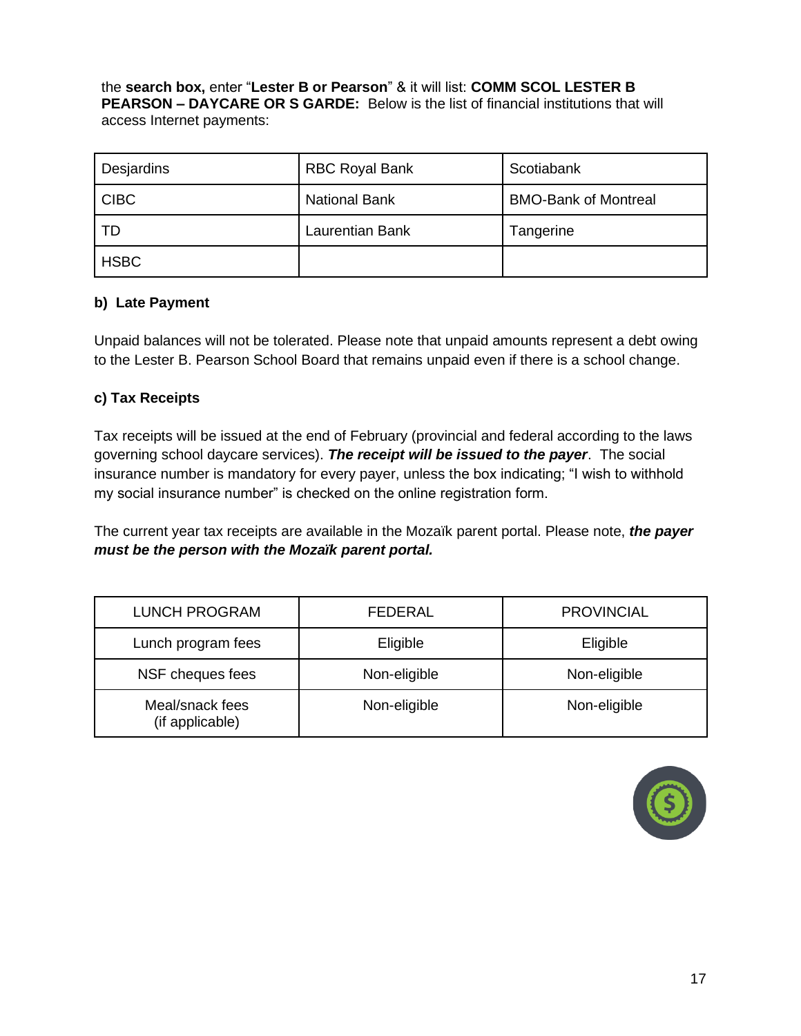the **search box,** enter "**Lester B or Pearson**" & it will list: **COMM SCOL LESTER B PEARSON – DAYCARE OR S GARDE:** Below is the list of financial institutions that will access Internet payments:

| Desjardins | RBC Royal Bank | Scotiabank |
| --- | --- | --- |
| CIBC | National Bank | BMO-Bank of Montreal |
| TD | Laurentian Bank | Tangerine |
| HSBC | | |

**b) Late Payment**

Unpaid balances will not be tolerated. Please note that unpaid amounts represent a debt owing to the Lester B. Pearson School Board that remains unpaid even if there is a school change.

**c) Tax Receipts**

Tax receipts will be issued at the end of February (provincial and federal according to the laws governing school daycare services). ***The receipt will be issued to the payer***. The social insurance number is mandatory for every payer, unless the box indicating; "I wish to withhold my social insurance number" is checked on the online registration form.

The current year tax receipts are available in the Mozaïk parent portal. Please note, ***the payer must be the person with the Mozaïk parent portal.***

| LUNCH PROGRAM | FEDERAL | PROVINCIAL |
| --- | --- | --- |
| Lunch program fees | Eligible | Eligible |
| NSF cheques fees | Non-eligible | Non-eligible |
| Meal/snack fees (if applicable) | Non-eligible | Non-eligible |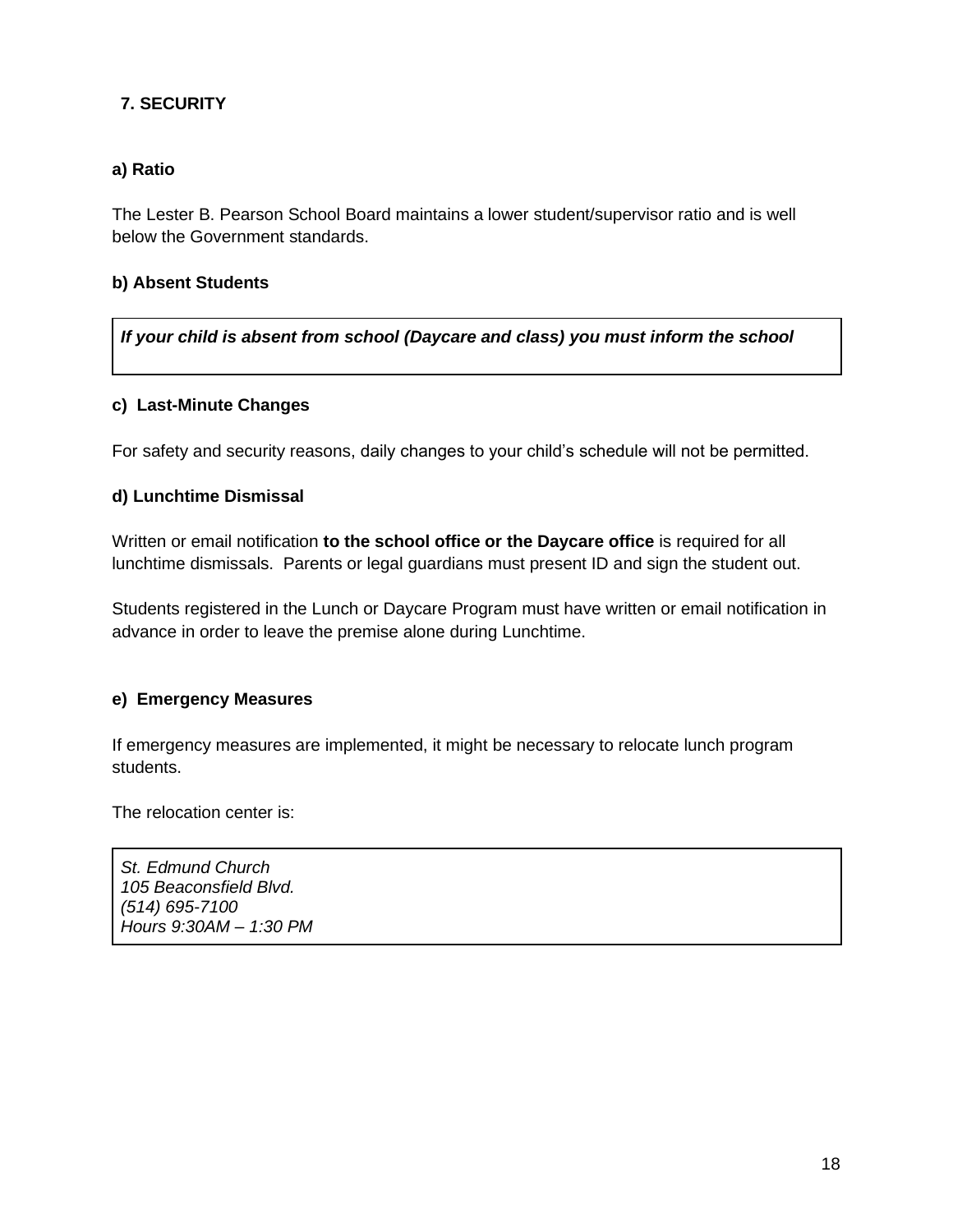## 7. SECURITY

### a) Ratio

The Lester B. Pearson School Board maintains a lower student/supervisor ratio and is well below the Government standards.

### b) Absent Students

***If your child is absent from school (Daycare and class) you must inform the school***

### c) Last-Minute Changes

For safety and security reasons, daily changes to your child's schedule will not be permitted.

### d) Lunchtime Dismissal

Written or email notification **to the school office or the Daycare office** is required for all lunchtime dismissals. Parents or legal guardians must present ID and sign the student out.

Students registered in the Lunch or Daycare Program must have written or email notification in advance in order to leave the premise alone during Lunchtime.

### e) Emergency Measures

If emergency measures are implemented, it might be necessary to relocate lunch program students.

The relocation center is:

*St. Edmund Church*
*105 Beaconsfield Blvd.*
*(514) 695-7100*
*Hours 9:30AM – 1:30 PM*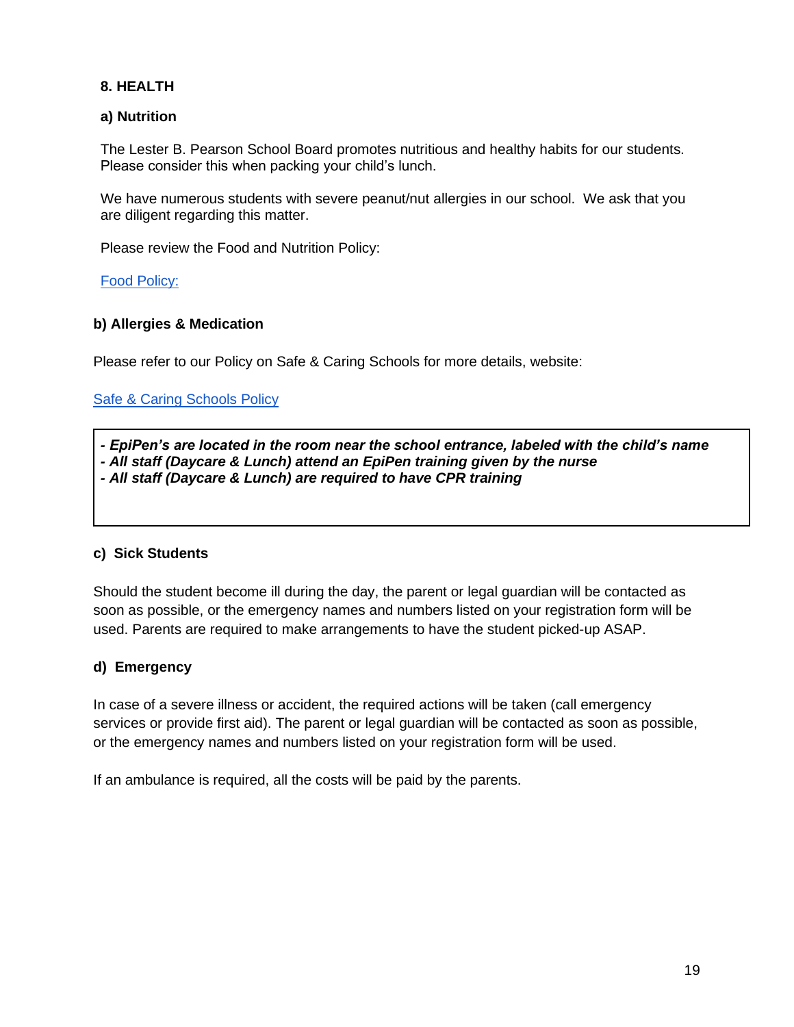## 8. HEALTH

### a) Nutrition

The Lester B. Pearson School Board promotes nutritious and healthy habits for our students. Please consider this when packing your child's lunch.

We have numerous students with severe peanut/nut allergies in our school. We ask that you are diligent regarding this matter.

Please review the Food and Nutrition Policy:

Food Policy:

### b) Allergies & Medication

Please refer to our Policy on Safe & Caring Schools for more details, website:

Safe & Caring Schools Policy

***- EpiPen's are located in the room near the school entrance, labeled with the child's name***
***- All staff (Daycare & Lunch) attend an EpiPen training given by the nurse***
***- All staff (Daycare & Lunch) are required to have CPR training***

### c) Sick Students

Should the student become ill during the day, the parent or legal guardian will be contacted as soon as possible, or the emergency names and numbers listed on your registration form will be used. Parents are required to make arrangements to have the student picked-up ASAP.

### d) Emergency

In case of a severe illness or accident, the required actions will be taken (call emergency services or provide first aid). The parent or legal guardian will be contacted as soon as possible, or the emergency names and numbers listed on your registration form will be used.

If an ambulance is required, all the costs will be paid by the parents.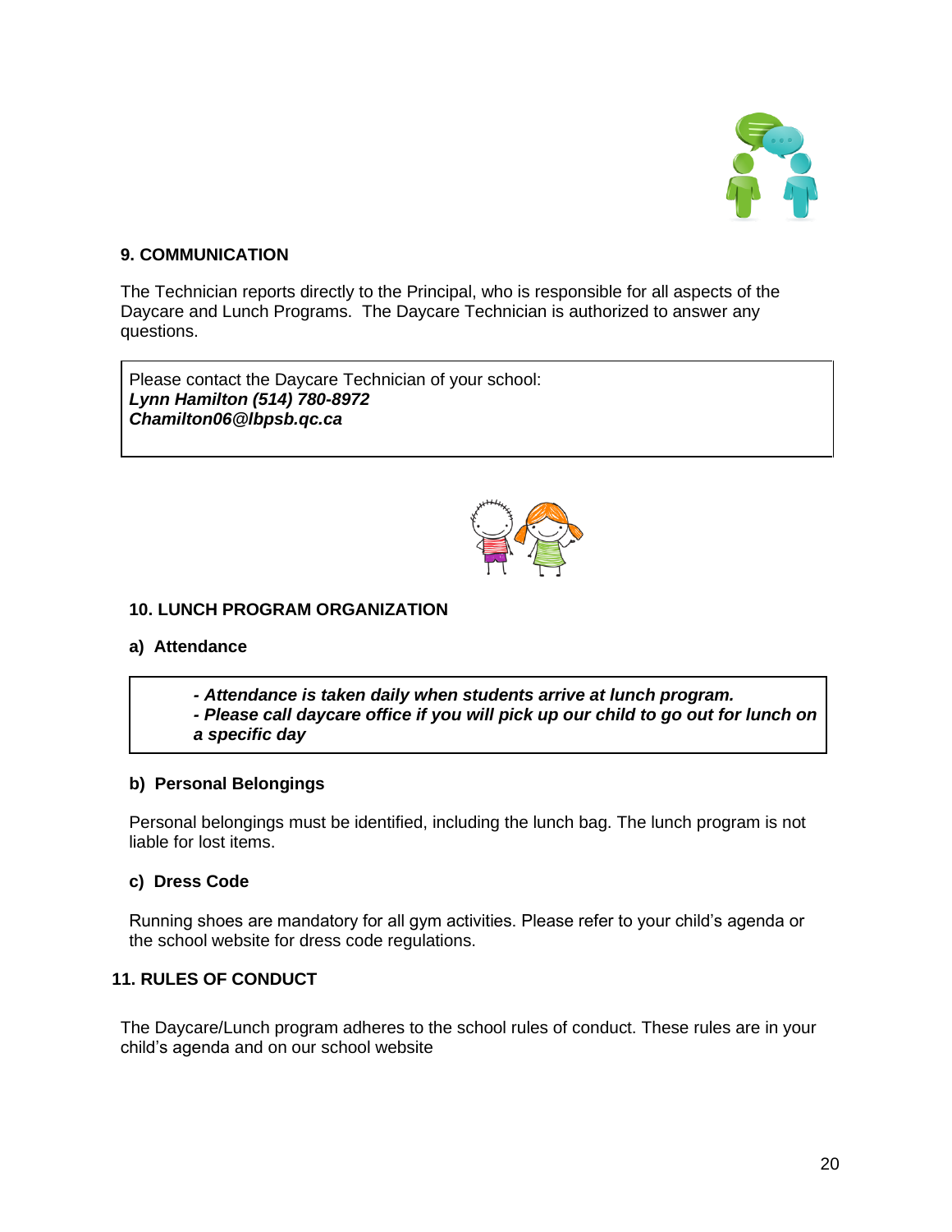## 9. COMMUNICATION

The Technician reports directly to the Principal, who is responsible for all aspects of the Daycare and Lunch Programs. The Daycare Technician is authorized to answer any questions.

Please contact the Daycare Technician of your school:
***Lynn Hamilton (514) 780-8972***
***Chamilton06@lbpsb.qc.ca***

## 10. LUNCH PROGRAM ORGANIZATION

### a) Attendance

***- Attendance is taken daily when students arrive at lunch program.***
***- Please call daycare office if you will pick up our child to go out for lunch on a specific day***

### b) Personal Belongings

Personal belongings must be identified, including the lunch bag. The lunch program is not liable for lost items.

### c) Dress Code

Running shoes are mandatory for all gym activities. Please refer to your child's agenda or the school website for dress code regulations.

## 11. RULES OF CONDUCT

The Daycare/Lunch program adheres to the school rules of conduct. These rules are in your child's agenda and on our school website